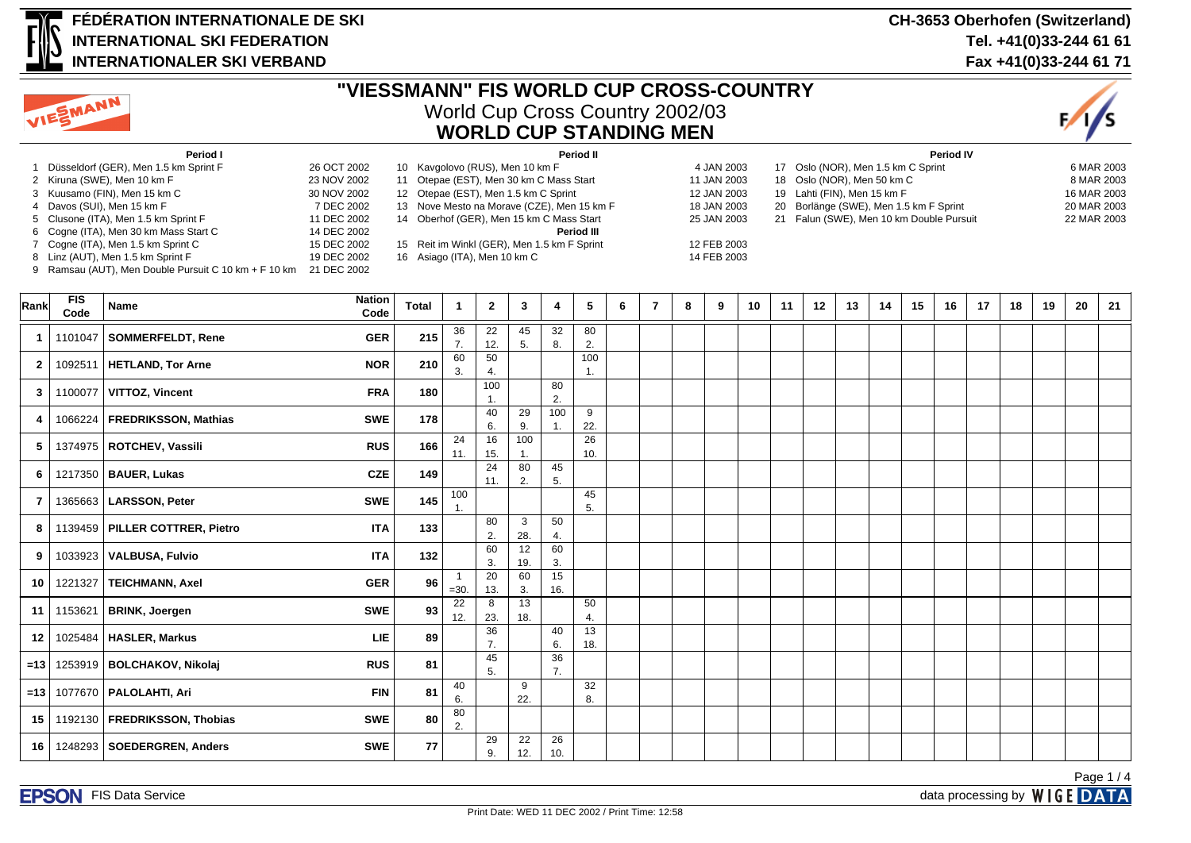# FÉDÉRATION INTERNATIONALE DE SKI
# INTERNATIONAL SKI FEDERATION
# INTERNATIONALER SKI VERBAND

CH-3653 Oberhofen (Switzerland)
Tel. +41(0)33-244 61 61
Fax +41(0)33-244 61 71

## "VIESSMANN" FIS WORLD CUP CROSS-COUNTRY
World Cup Cross Country 2002/03
## WORLD CUP STANDING MEN

**Period I**

1. Düsseldorf (GER), Men 1.5 km Sprint F — 26 OCT 2002
2. Kiruna (SWE), Men 10 km F — 23 NOV 2002
3. Kuusamo (FIN), Men 15 km C — 30 NOV 2002
4. Davos (SUI), Men 15 km F — 7 DEC 2002
5. Clusone (ITA), Men 1.5 km Sprint F — 11 DEC 2002
6. Cogne (ITA), Men 30 km Mass Start C — 14 DEC 2002
7. Cogne (ITA), Men 1.5 km Sprint C — 15 DEC 2002
8. Linz (AUT), Men 1.5 km Sprint F — 19 DEC 2002
9. Ramsau (AUT), Men Double Pursuit C 10 km + F 10 km — 21 DEC 2002

**Period II**

10. Kavgolovo (RUS), Men 10 km F — 4 JAN 2003
11. Otepae (EST), Men 30 km C Mass Start — 11 JAN 2003
12. Otepae (EST), Men 1.5 km C Sprint — 12 JAN 2003
13. Nove Mesto na Morave (CZE), Men 15 km F — 18 JAN 2003
14. Oberhof (GER), Men 15 km C Mass Start — 25 JAN 2003

**Period III**

15. Reit im Winkl (GER), Men 1.5 km F Sprint — 12 FEB 2003
16. Asiago (ITA), Men 10 km C — 14 FEB 2003

**Period IV**

17. Oslo (NOR), Men 1.5 km C Sprint — 6 MAR 2003
18. Oslo (NOR), Men 50 km C — 8 MAR 2003
19. Lahti (FIN), Men 15 km F — 16 MAR 2003
20. Borlänge (SWE), Men 1.5 km F Sprint — 20 MAR 2003
21. Falun (SWE), Men 10 km Double Pursuit — 22 MAR 2003

| Rank | FIS Code | Name | Nation Code | Total | 1 | 2 | 3 | 4 | 5 | 6 | 7 | 8 | 9 | 10 | 11 | 12 | 13 | 14 | 15 | 16 | 17 | 18 | 19 | 20 | 21 |
|---|---|---|---|---|---|---|---|---|---|---|---|---|---|---|---|---|---|---|---|---|---|---|---|---|---|
| 1 | 1101047 | **SOMMERFELDT, Rene** | GER | 215 | 36 7. | 22 12. | 45 5. | 32 8. | 80 2. | | | | | | | | | | | | | | | | |
| 2 | 1092511 | **HETLAND, Tor Arne** | NOR | 210 | 60 3. | 50 4. | | | 100 1. | | | | | | | | | | | | | | | | |
| 3 | 1100077 | **VITTOZ, Vincent** | FRA | 180 | | 100 1. | | 80 2. | | | | | | | | | | | | | | | | | |
| 4 | 1066224 | **FREDRIKSSON, Mathias** | SWE | 178 | | 40 6. | 29 9. | 100 1. | 9 22. | | | | | | | | | | | | | | | | |
| 5 | 1374975 | **ROTCHEV, Vassili** | RUS | 166 | 24 11. | 16 15. | 100 1. | | 26 10. | | | | | | | | | | | | | | | | |
| 6 | 1217350 | **BAUER, Lukas** | CZE | 149 | | 24 11. | 80 2. | 45 5. | | | | | | | | | | | | | | | | | |
| 7 | 1365663 | **LARSSON, Peter** | SWE | 145 | 100 1. | | | | 45 5. | | | | | | | | | | | | | | | | |
| 8 | 1139459 | **PILLER COTTRER, Pietro** | ITA | 133 | | 80 2. | 3 28. | 50 4. | | | | | | | | | | | | | | | | | |
| 9 | 1033923 | **VALBUSA, Fulvio** | ITA | 132 | | 60 3. | 12 19. | 60 3. | | | | | | | | | | | | | | | | | |
| 10 | 1221327 | **TEICHMANN, Axel** | GER | 96 | 1 =30. | 20 13. | 60 3. | 15 16. | | | | | | | | | | | | | | | | | |
| 11 | 1153621 | **BRINK, Joergen** | SWE | 93 | 22 12. | 8 23. | 13 18. | | 50 4. | | | | | | | | | | | | | | | | |
| 12 | 1025484 | **HASLER, Markus** | LIE | 89 | | 36 7. | | 40 6. | 13 18. | | | | | | | | | | | | | | | | |
| =13 | 1253919 | **BOLCHAKOV, Nikolaj** | RUS | 81 | | 45 5. | | 36 7. | | | | | | | | | | | | | | | | | |
| =13 | 1077670 | **PALOLAHTI, Ari** | FIN | 81 | 40 6. | | 9 22. | | 32 8. | | | | | | | | | | | | | | | | |
| 15 | 1192130 | **FREDRIKSSON, Thobias** | SWE | 80 | 80 2. | | | | | | | | | | | | | | | | | | | | |
| 16 | 1248293 | **SOEDERGREN, Anders** | SWE | 77 | | 29 9. | 22 12. | 26 10. | | | | | | | | | | | | | | | | | |

EPSON FIS Data Service — data processing by WIGE DATA

Print Date: WED 11 DEC 2002 / Print Time: 12:58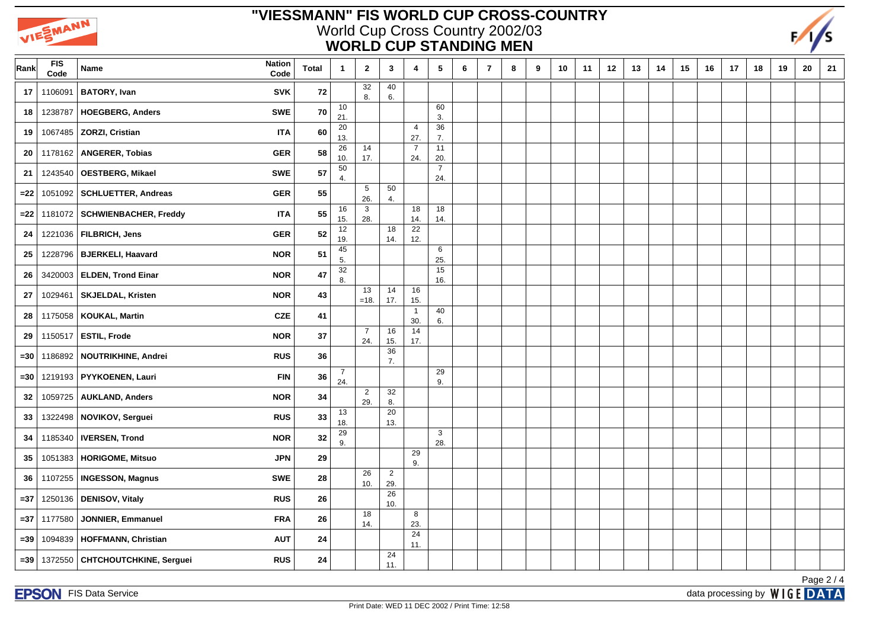# "VIESSMANN" FIS WORLD CUP CROSS-COUNTRY

## World Cup Cross Country 2002/03

## WORLD CUP STANDING MEN

| Rank | FIS Code | Name | Nation Code | Total | 1 | 2 | 3 | 4 | 5 | 6 | 7 | 8 | 9 | 10 | 11 | 12 | 13 | 14 | 15 | 16 | 17 | 18 | 19 | 20 | 21 |
|---|---|---|---|---|---|---|---|---|---|---|---|---|---|---|---|---|---|---|---|---|---|---|---|---|---|
| 17 | 1106091 | BATORY, Ivan | SVK | 72 | | 32 8. | 40 6. | | | | | | | | | | | | | | | | | | |
| 18 | 1238787 | HOEGBERG, Anders | SWE | 70 | 10 21. | | | | 60 3. | | | | | | | | | | | | | | | | |
| 19 | 1067485 | ZORZI, Cristian | ITA | 60 | 20 13. | | | 4 27. | 36 7. | | | | | | | | | | | | | | | | |
| 20 | 1178162 | ANGERER, Tobias | GER | 58 | 26 10. | 14 17. | | 7 24. | 11 20. | | | | | | | | | | | | | | | | |
| 21 | 1243540 | OESTBERG, Mikael | SWE | 57 | 50 4. | | | | 7 24. | | | | | | | | | | | | | | | | |
| =22 | 1051092 | SCHLUETTER, Andreas | GER | 55 | | 5 26. | 50 4. | | | | | | | | | | | | | | | | | | |
| =22 | 1181072 | SCHWIENBACHER, Freddy | ITA | 55 | 16 15. | 3 28. | | 18 14. | 18 14. | | | | | | | | | | | | | | | | |
| 24 | 1221036 | FILBRICH, Jens | GER | 52 | 12 19. | | 18 14. | 22 12. | | | | | | | | | | | | | | | | | |
| 25 | 1228796 | BJERKELI, Haavard | NOR | 51 | 45 5. | | | | 6 25. | | | | | | | | | | | | | | | | |
| 26 | 3420003 | ELDEN, Trond Einar | NOR | 47 | 32 8. | | | | 15 16. | | | | | | | | | | | | | | | | |
| 27 | 1029461 | SKJELDAL, Kristen | NOR | 43 | | 13 =18. | 14 17. | 16 15. | | | | | | | | | | | | | | | | | |
| 28 | 1175058 | KOUKAL, Martin | CZE | 41 | | | | 1 30. | 40 6. | | | | | | | | | | | | | | | | |
| 29 | 1150517 | ESTIL, Frode | NOR | 37 | | 7 24. | 16 15. | 14 17. | | | | | | | | | | | | | | | | | |
| =30 | 1186892 | NOUTRIKHINE, Andrei | RUS | 36 | | | 36 7. | | | | | | | | | | | | | | | | | | |
| =30 | 1219193 | PYYKOENEN, Lauri | FIN | 36 | 7 24. | | | | 29 9. | | | | | | | | | | | | | | | | |
| 32 | 1059725 | AUKLAND, Anders | NOR | 34 | | 2 29. | 32 8. | | | | | | | | | | | | | | | | | | |
| 33 | 1322498 | NOVIKOV, Serguei | RUS | 33 | 13 18. | | 20 13. | | | | | | | | | | | | | | | | | | |
| 34 | 1185340 | IVERSEN, Trond | NOR | 32 | 29 9. | | | | 3 28. | | | | | | | | | | | | | | | | |
| 35 | 1051383 | HORIGOME, Mitsuo | JPN | 29 | | | | 29 9. | | | | | | | | | | | | | | | | | |
| 36 | 1107255 | INGESSON, Magnus | SWE | 28 | | 26 10. | 2 29. | | | | | | | | | | | | | | | | | | |
| =37 | 1250136 | DENISOV, Vitaly | RUS | 26 | | | 26 10. | | | | | | | | | | | | | | | | | | |
| =37 | 1177580 | JONNIER, Emmanuel | FRA | 26 | | 18 14. | | 8 23. | | | | | | | | | | | | | | | | | |
| =39 | 1094839 | HOFFMANN, Christian | AUT | 24 | | | | 24 11. | | | | | | | | | | | | | | | | | |
| =39 | 1372550 | CHTCHOUTCHKINE, Serguei | RUS | 24 | | | 24 11. | | | | | | | | | | | | | | | | | | |

FIS Data Service

data processing by WIGE DATA

Print Date: WED 11 DEC 2002 / Print Time: 12:58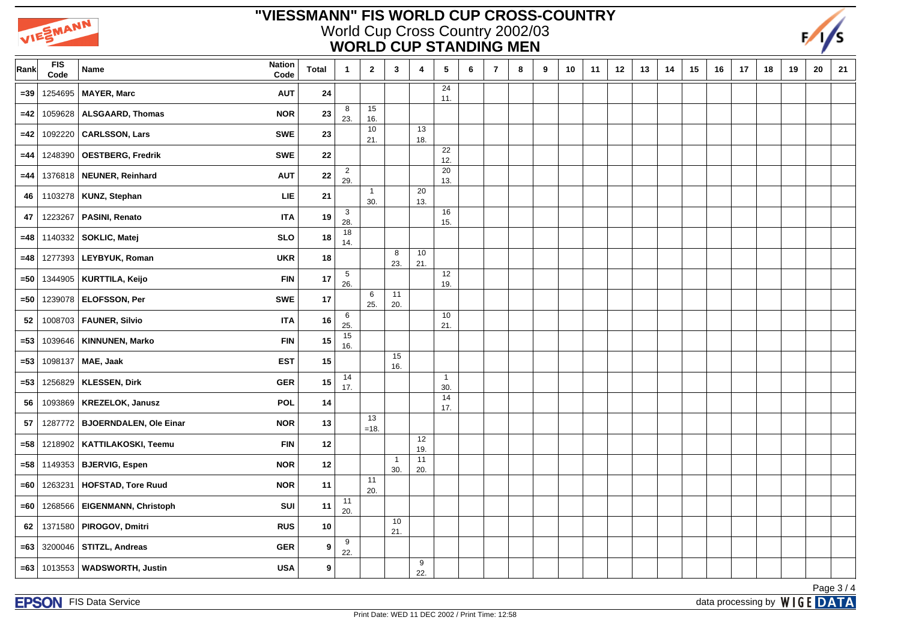# "VIESSMANN" FIS WORLD CUP CROSS-COUNTRY

## World Cup Cross Country 2002/03

## WORLD CUP STANDING MEN

| Rank | FIS Code | Name | Nation Code | Total | 1 | 2 | 3 | 4 | 5 | 6 | 7 | 8 | 9 | 10 | 11 | 12 | 13 | 14 | 15 | 16 | 17 | 18 | 19 | 20 | 21 |
|---|---|---|---|---|---|---|---|---|---|---|---|---|---|---|---|---|---|---|---|---|---|---|---|---|---|
| =39 | 1254695 | MAYER, Marc | AUT | 24 | | | | | 24 11. | | | | | | | | | | | | | | | | |
| =42 | 1059628 | ALSGAARD, Thomas | NOR | 23 | 8 23. | 15 16. | | | | | | | | | | | | | | | | | | | |
| =42 | 1092220 | CARLSSON, Lars | SWE | 23 | | 10 21. | | 13 18. | | | | | | | | | | | | | | | | | |
| =44 | 1248390 | OESTBERG, Fredrik | SWE | 22 | | | | | 22 12. | | | | | | | | | | | | | | | | |
| =44 | 1376818 | NEUNER, Reinhard | AUT | 22 | 2 29. | | | | 20 13. | | | | | | | | | | | | | | | | |
| 46 | 1103278 | KUNZ, Stephan | LIE | 21 | | 1 30. | | 20 13. | | | | | | | | | | | | | | | | | |
| 47 | 1223267 | PASINI, Renato | ITA | 19 | 3 28. | | | | 16 15. | | | | | | | | | | | | | | | | |
| =48 | 1140332 | SOKLIC, Matej | SLO | 18 | 18 14. | | | | | | | | | | | | | | | | | | | | |
| =48 | 1277393 | LEYBYUK, Roman | UKR | 18 | | | 8 23. | 10 21. | | | | | | | | | | | | | | | | | |
| =50 | 1344905 | KURTTILA, Keijo | FIN | 17 | 5 26. | | | | 12 19. | | | | | | | | | | | | | | | | |
| =50 | 1239078 | ELOFSSON, Per | SWE | 17 | | 6 25. | 11 20. | | | | | | | | | | | | | | | | | | |
| 52 | 1008703 | FAUNER, Silvio | ITA | 16 | 6 25. | | | | 10 21. | | | | | | | | | | | | | | | | |
| =53 | 1039646 | KINNUNEN, Marko | FIN | 15 | 15 16. | | | | | | | | | | | | | | | | | | | | |
| =53 | 1098137 | MAE, Jaak | EST | 15 | | | 15 16. | | | | | | | | | | | | | | | | | | |
| =53 | 1256829 | KLESSEN, Dirk | GER | 15 | 14 17. | | | | 1 30. | | | | | | | | | | | | | | | | |
| 56 | 1093869 | KREZELOK, Janusz | POL | 14 | | | | | 14 17. | | | | | | | | | | | | | | | | |
| 57 | 1287772 | BJOERNDALEN, Ole Einar | NOR | 13 | | 13 =18. | | | | | | | | | | | | | | | | | | | |
| =58 | 1218902 | KATTILAKOSKI, Teemu | FIN | 12 | | | | 12 19. | | | | | | | | | | | | | | | | | |
| =58 | 1149353 | BJERVIG, Espen | NOR | 12 | | | 1 30. | 11 20. | | | | | | | | | | | | | | | | | |
| =60 | 1263231 | HOFSTAD, Tore Ruud | NOR | 11 | | 11 20. | | | | | | | | | | | | | | | | | | | |
| =60 | 1268566 | EIGENMANN, Christoph | SUI | 11 | 11 20. | | | | | | | | | | | | | | | | | | | | |
| 62 | 1371580 | PIROGOV, Dmitri | RUS | 10 | | | 10 21. | | | | | | | | | | | | | | | | | | |
| =63 | 3200046 | STITZL, Andreas | GER | 9 | 9 22. | | | | | | | | | | | | | | | | | | | | |
| =63 | 1013553 | WADSWORTH, Justin | USA | 9 | | | | 9 22. | | | | | | | | | | | | | | | | | |

FIS Data Service

data processing by WIGE DATA

Print Date: WED 11 DEC 2002 / Print Time: 12:58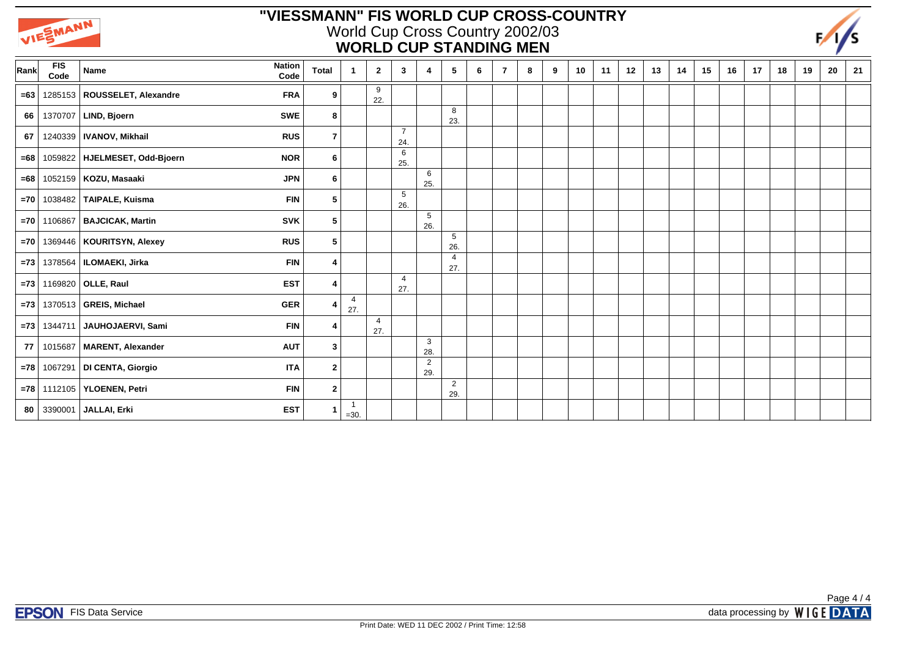# "VIESSMANN" FIS WORLD CUP CROSS-COUNTRY

World Cup Cross Country 2002/03

## WORLD CUP STANDING MEN

| Rank | FIS Code | Name | Nation Code | Total | 1 | 2 | 3 | 4 | 5 | 6 | 7 | 8 | 9 | 10 | 11 | 12 | 13 | 14 | 15 | 16 | 17 | 18 | 19 | 20 | 21 |
|---|---|---|---|---|---|---|---|---|---|---|---|---|---|---|---|---|---|---|---|---|---|---|---|---|---|
| =63 | 1285153 | ROUSSELET, Alexandre | FRA | 9 | | 9 22. | | | | | | | | | | | | | | | | | | | |
| 66 | 1370707 | LIND, Bjoern | SWE | 8 | | | | | 8 23. | | | | | | | | | | | | | | | | |
| 67 | 1240339 | IVANOV, Mikhail | RUS | 7 | | | 7 24. | | | | | | | | | | | | | | | | | | |
| =68 | 1059822 | HJELMESET, Odd-Bjoern | NOR | 6 | | | 6 25. | | | | | | | | | | | | | | | | | | |
| =68 | 1052159 | KOZU, Masaaki | JPN | 6 | | | | 6 25. | | | | | | | | | | | | | | | | | |
| =70 | 1038482 | TAIPALE, Kuisma | FIN | 5 | | | 5 26. | | | | | | | | | | | | | | | | | | |
| =70 | 1106867 | BAJCICAK, Martin | SVK | 5 | | | | 5 26. | | | | | | | | | | | | | | | | | |
| =70 | 1369446 | KOURITSYN, Alexey | RUS | 5 | | | | | 5 26. | | | | | | | | | | | | | | | | |
| =73 | 1378564 | ILOMAEKI, Jirka | FIN | 4 | | | | | 4 27. | | | | | | | | | | | | | | | | |
| =73 | 1169820 | OLLE, Raul | EST | 4 | | | 4 27. | | | | | | | | | | | | | | | | | | |
| =73 | 1370513 | GREIS, Michael | GER | 4 | 4 27. | | | | | | | | | | | | | | | | | | | | |
| =73 | 1344711 | JAUHOJAERVI, Sami | FIN | 4 | | 4 27. | | | | | | | | | | | | | | | | | | | |
| 77 | 1015687 | MARENT, Alexander | AUT | 3 | | | | 3 28. | | | | | | | | | | | | | | | | | |
| =78 | 1067291 | DI CENTA, Giorgio | ITA | 2 | | | | 2 29. | | | | | | | | | | | | | | | | | |
| =78 | 1112105 | YLOENEN, Petri | FIN | 2 | | | | | 2 29. | | | | | | | | | | | | | | | | |
| 80 | 3390001 | JALLAI, Erki | EST | 1 | 1 =30. | | | | | | | | | | | | | | | | | | | | |

FIS Data Service

data processing by WIGE DATA

Print Date: WED 11 DEC 2002 / Print Time: 12:58